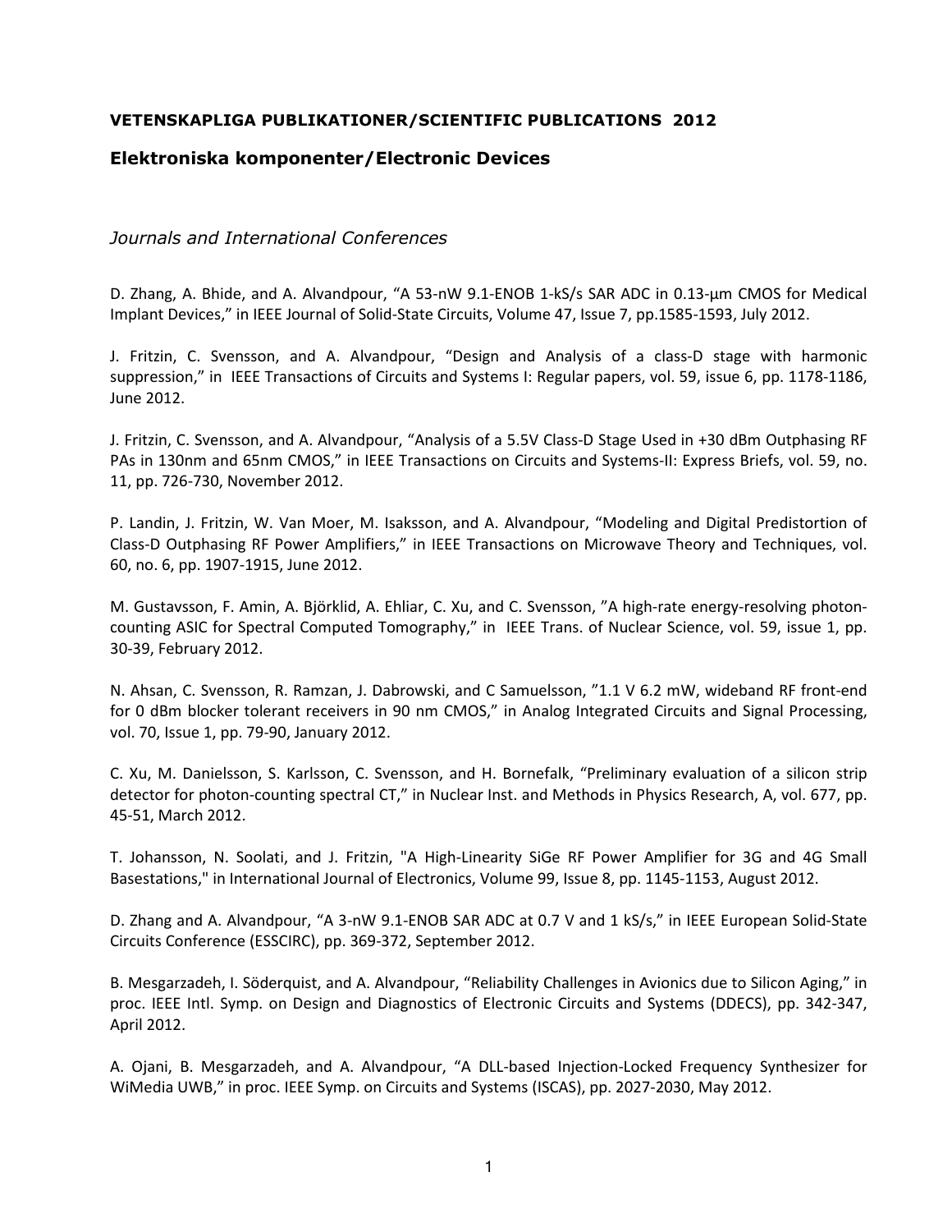**VETENSKAPLIGA PUBLIKATIONER/SCIENTIFIC PUBLICATIONS 2012**

## Elektroniska komponenter/Electronic Devices

### *Journals and International Conferences*

D. Zhang, A. Bhide, and A. Alvandpour, "A 53-nW 9.1-ENOB 1-kS/s SAR ADC in 0.13-μm CMOS for Medical Implant Devices," in IEEE Journal of Solid-State Circuits, Volume 47, Issue 7, pp.1585-1593, July 2012.

J. Fritzin, C. Svensson, and A. Alvandpour, "Design and Analysis of a class-D stage with harmonic suppression," in IEEE Transactions of Circuits and Systems I: Regular papers, vol. 59, issue 6, pp. 1178-1186, June 2012.

J. Fritzin, C. Svensson, and A. Alvandpour, "Analysis of a 5.5V Class-D Stage Used in +30 dBm Outphasing RF PAs in 130nm and 65nm CMOS," in IEEE Transactions on Circuits and Systems-II: Express Briefs, vol. 59, no. 11, pp. 726-730, November 2012.

P. Landin, J. Fritzin, W. Van Moer, M. Isaksson, and A. Alvandpour, "Modeling and Digital Predistortion of Class-D Outphasing RF Power Amplifiers," in IEEE Transactions on Microwave Theory and Techniques, vol. 60, no. 6, pp. 1907-1915, June 2012.

M. Gustavsson, F. Amin, A. Björklid, A. Ehliar, C. Xu, and C. Svensson, "A high-rate energy-resolving photon-counting ASIC for Spectral Computed Tomography," in IEEE Trans. of Nuclear Science, vol. 59, issue 1, pp. 30-39, February 2012.

N. Ahsan, C. Svensson, R. Ramzan, J. Dabrowski, and C Samuelsson, "1.1 V 6.2 mW, wideband RF front-end for 0 dBm blocker tolerant receivers in 90 nm CMOS," in Analog Integrated Circuits and Signal Processing, vol. 70, Issue 1, pp. 79-90, January 2012.

C. Xu, M. Danielsson, S. Karlsson, C. Svensson, and H. Bornefalk, "Preliminary evaluation of a silicon strip detector for photon-counting spectral CT," in Nuclear Inst. and Methods in Physics Research, A, vol. 677, pp. 45-51, March 2012.

T. Johansson, N. Soolati, and J. Fritzin, "A High-Linearity SiGe RF Power Amplifier for 3G and 4G Small Basestations," in International Journal of Electronics, Volume 99, Issue 8, pp. 1145-1153, August 2012.

D. Zhang and A. Alvandpour, "A 3-nW 9.1-ENOB SAR ADC at 0.7 V and 1 kS/s," in IEEE European Solid-State Circuits Conference (ESSCIRC), pp. 369-372, September 2012.

B. Mesgarzadeh, I. Söderquist, and A. Alvandpour, "Reliability Challenges in Avionics due to Silicon Aging," in proc. IEEE Intl. Symp. on Design and Diagnostics of Electronic Circuits and Systems (DDECS), pp. 342-347, April 2012.

A. Ojani, B. Mesgarzadeh, and A. Alvandpour, "A DLL-based Injection-Locked Frequency Synthesizer for WiMedia UWB," in proc. IEEE Symp. on Circuits and Systems (ISCAS), pp. 2027-2030, May 2012.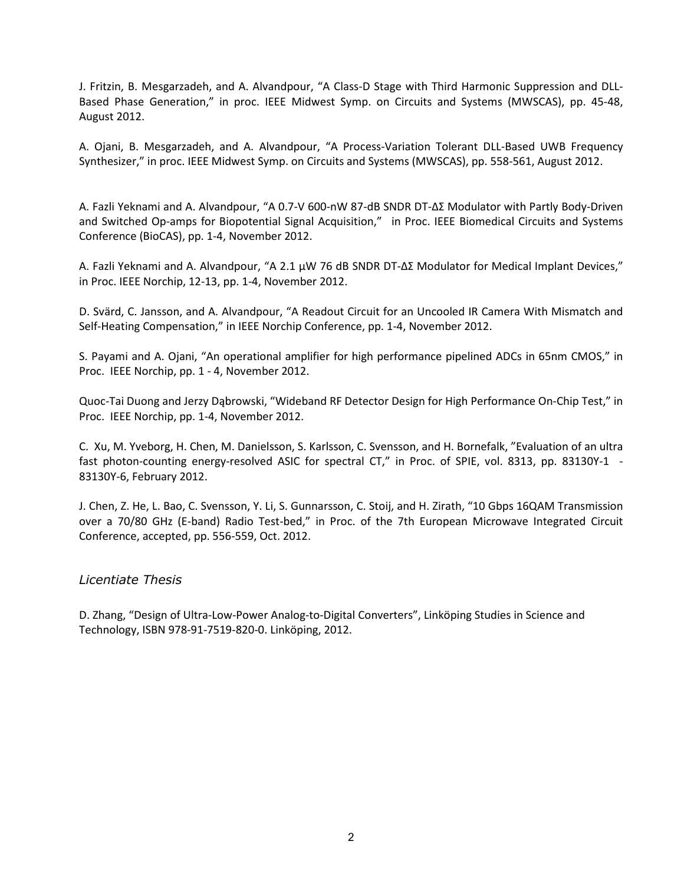J. Fritzin, B. Mesgarzadeh, and A. Alvandpour, “A Class-D Stage with Third Harmonic Suppression and DLL-Based Phase Generation,” in proc. IEEE Midwest Symp. on Circuits and Systems (MWSCAS), pp. 45-48, August 2012.

A. Ojani, B. Mesgarzadeh, and A. Alvandpour, “A Process-Variation Tolerant DLL-Based UWB Frequency Synthesizer,” in proc. IEEE Midwest Symp. on Circuits and Systems (MWSCAS), pp. 558-561, August 2012.

A. Fazli Yeknami and A. Alvandpour, “A 0.7-V 600-nW 87-dB SNDR DT-ΔΣ Modulator with Partly Body-Driven and Switched Op-amps for Biopotential Signal Acquisition,” in Proc. IEEE Biomedical Circuits and Systems Conference (BioCAS), pp. 1-4, November 2012.

A. Fazli Yeknami and A. Alvandpour, “A 2.1 µW 76 dB SNDR DT-ΔΣ Modulator for Medical Implant Devices,” in Proc. IEEE Norchip, 12-13, pp. 1-4, November 2012.

D. Svärd, C. Jansson, and A. Alvandpour, “A Readout Circuit for an Uncooled IR Camera With Mismatch and Self-Heating Compensation,” in IEEE Norchip Conference, pp. 1-4, November 2012.

S. Payami and A. Ojani, “An operational amplifier for high performance pipelined ADCs in 65nm CMOS,” in Proc. IEEE Norchip, pp. 1 - 4, November 2012.

Quoc-Tai Duong and Jerzy Dąbrowski, “Wideband RF Detector Design for High Performance On-Chip Test,” in Proc. IEEE Norchip, pp. 1-4, November 2012.

C. Xu, M. Yveborg, H. Chen, M. Danielsson, S. Karlsson, C. Svensson, and H. Bornefalk, ”Evaluation of an ultra fast photon-counting energy-resolved ASIC for spectral CT,” in Proc. of SPIE, vol. 8313, pp. 83130Y-1 - 83130Y-6, February 2012.

J. Chen, Z. He, L. Bao, C. Svensson, Y. Li, S. Gunnarsson, C. Stoij, and H. Zirath, “10 Gbps 16QAM Transmission over a 70/80 GHz (E-band) Radio Test-bed,” in Proc. of the 7th European Microwave Integrated Circuit Conference, accepted, pp. 556-559, Oct. 2012.

### *Licentiate Thesis*

D. Zhang, “Design of Ultra-Low-Power Analog-to-Digital Converters”, Linköping Studies in Science and Technology, ISBN 978-91-7519-820-0. Linköping, 2012.